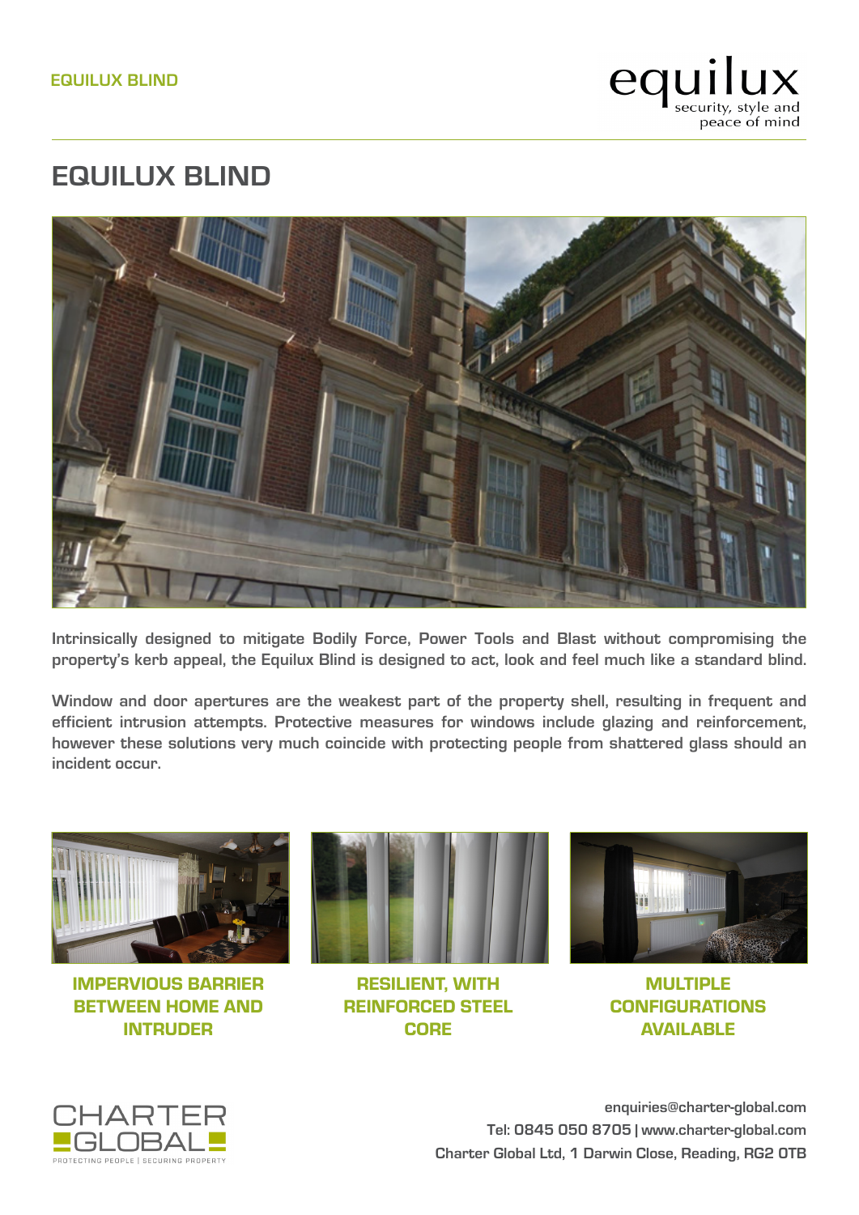# EQUILUX BLIND

Intrinsically designed to mitigate Bodily Force, Power Tools and Blast without compromising the property's kerb appeal, the Equilux Blind is designed to act, look and feel much like a standard blind.

Window and door apertures are the weakest part of the property shell, resulting in frequent and efficient intrusion attempts. Protective measures for windows include glazing and reinforcement, however these solutions very much coincide with protecting people from shattered glass should an incident occur.

**IMPERVIOUS BARRIER BETWEEN HOME AND INTRUDER**

**RESILIENT, WITH REINFORCED STEEL CORE**

**MULTIPLE CONFIGURATIONS AVAILABLE**

CHARTER GLOBAL
PROTECTING PEOPLE | SECURING PROPERTY

enquiries@charter-global.com
Tel: 0845 050 8705 | www.charter-global.com
Charter Global Ltd, 1 Darwin Close, Reading, RG2 0TB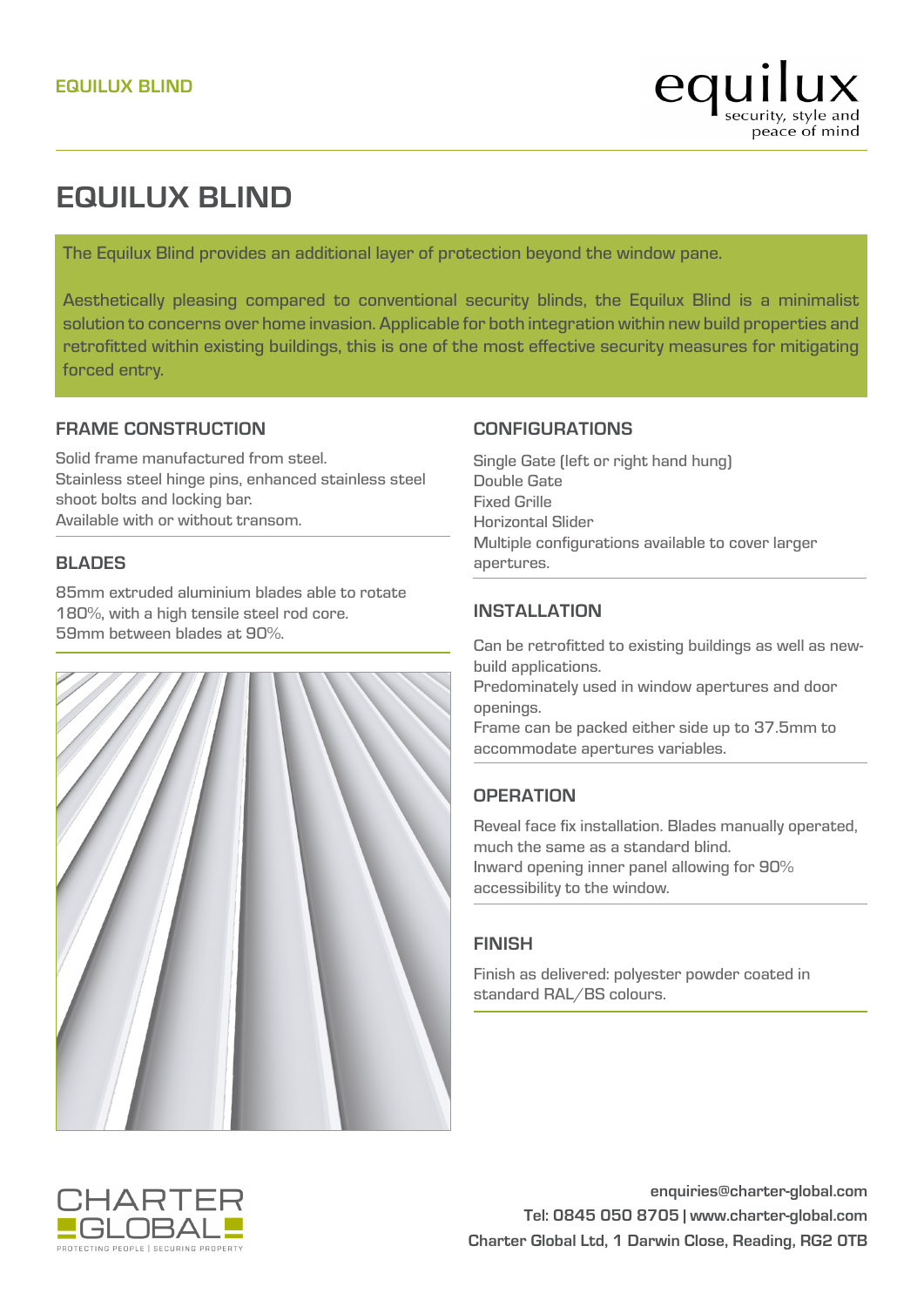# EQUILUX BLIND

The Equilux Blind provides an additional layer of protection beyond the window pane.

Aesthetically pleasing compared to conventional security blinds, the Equilux Blind is a minimalist solution to concerns over home invasion. Applicable for both integration within new build properties and retrofitted within existing buildings, this is one of the most effective security measures for mitigating forced entry.

## FRAME CONSTRUCTION

Solid frame manufactured from steel.
Stainless steel hinge pins, enhanced stainless steel shoot bolts and locking bar.
Available with or without transom.

## BLADES

85mm extruded aluminium blades able to rotate 180%, with a high tensile steel rod core.
59mm between blades at 90%.

## CONFIGURATIONS

Single Gate (left or right hand hung)
Double Gate
Fixed Grille
Horizontal Slider
Multiple configurations available to cover larger apertures.

## INSTALLATION

Can be retrofitted to existing buildings as well as new-build applications.
Predominately used in window apertures and door openings.
Frame can be packed either side up to 37.5mm to accommodate apertures variables.

## OPERATION

Reveal face fix installation. Blades manually operated, much the same as a standard blind.
Inward opening inner panel allowing for 90% accessibility to the window.

## FINISH

Finish as delivered: polyester powder coated in standard RAL/BS colours.

enquiries@charter-global.com
Tel: 0845 050 8705 | www.charter-global.com
Charter Global Ltd, 1 Darwin Close, Reading, RG2 0TB